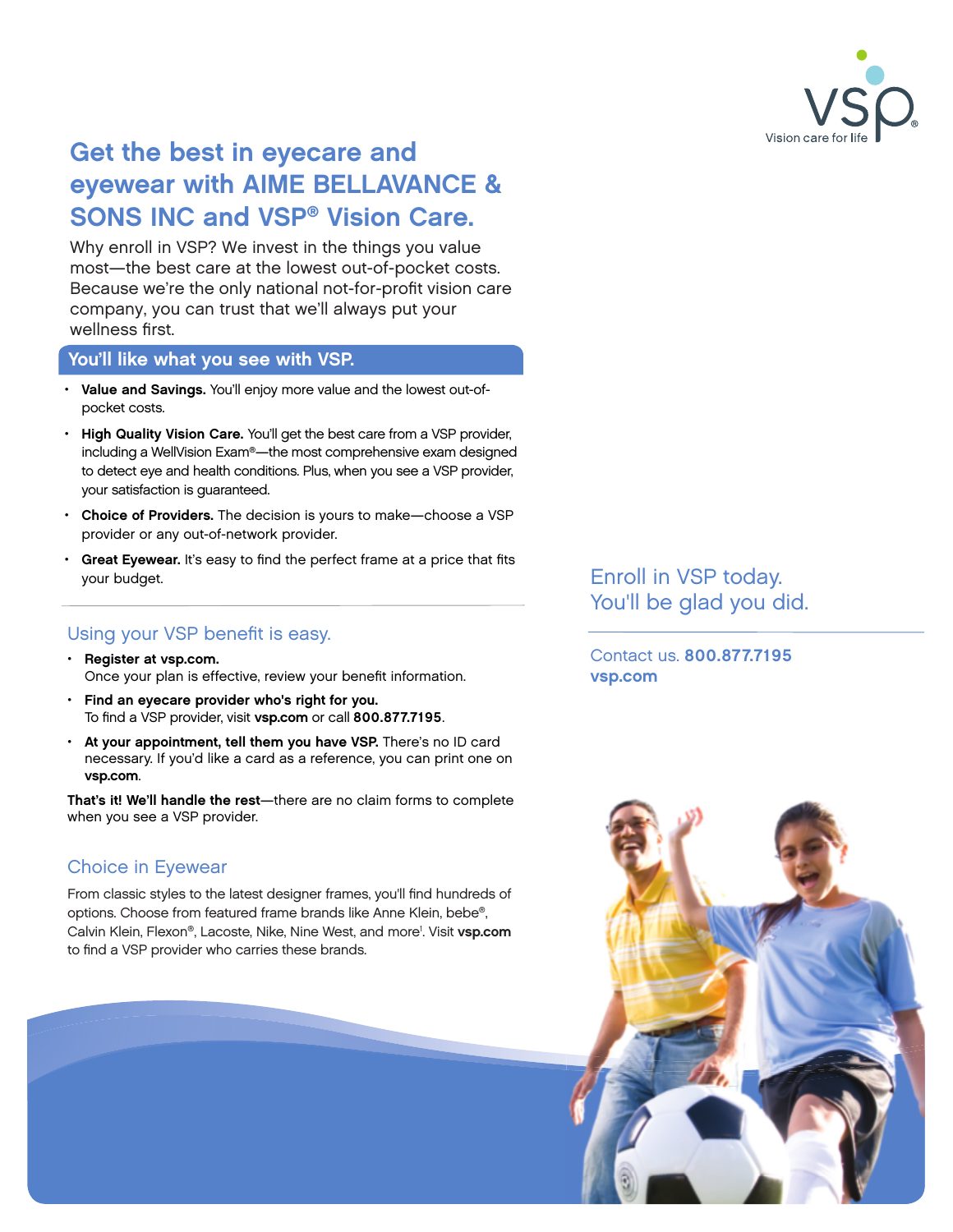VSP
Vision care for life

# Get the best in eyecare and eyewear with AIME BELLAVANCE & SONS INC and VSP® Vision Care.

Why enroll in VSP? We invest in the things you value most—the best care at the lowest out-of-pocket costs. Because we're the only national not-for-profit vision care company, you can trust that we'll always put your wellness first.

## You'll like what you see with VSP.

- **Value and Savings.** You'll enjoy more value and the lowest out-of-pocket costs.
- **High Quality Vision Care.** You'll get the best care from a VSP provider, including a WellVision Exam®—the most comprehensive exam designed to detect eye and health conditions. Plus, when you see a VSP provider, your satisfaction is guaranteed.
- **Choice of Providers.** The decision is yours to make—choose a VSP provider or any out-of-network provider.
- **Great Eyewear.** It's easy to find the perfect frame at a price that fits your budget.

## Using your VSP benefit is easy.

- **Register at vsp.com.**
  Once your plan is effective, review your benefit information.
- **Find an eyecare provider who's right for you.**
  To find a VSP provider, visit **vsp.com** or call **800.877.7195**.
- **At your appointment, tell them you have VSP.** There's no ID card necessary. If you'd like a card as a reference, you can print one on **vsp.com**.

**That's it! We'll handle the rest**—there are no claim forms to complete when you see a VSP provider.

## Choice in Eyewear

From classic styles to the latest designer frames, you'll find hundreds of options. Choose from featured frame brands like Anne Klein, bebe®, Calvin Klein, Flexon®, Lacoste, Nike, Nine West, and more[1]. Visit **vsp.com** to find a VSP provider who carries these brands.

## Enroll in VSP today. You'll be glad you did.

Contact us. **800.877.7195**
**vsp.com**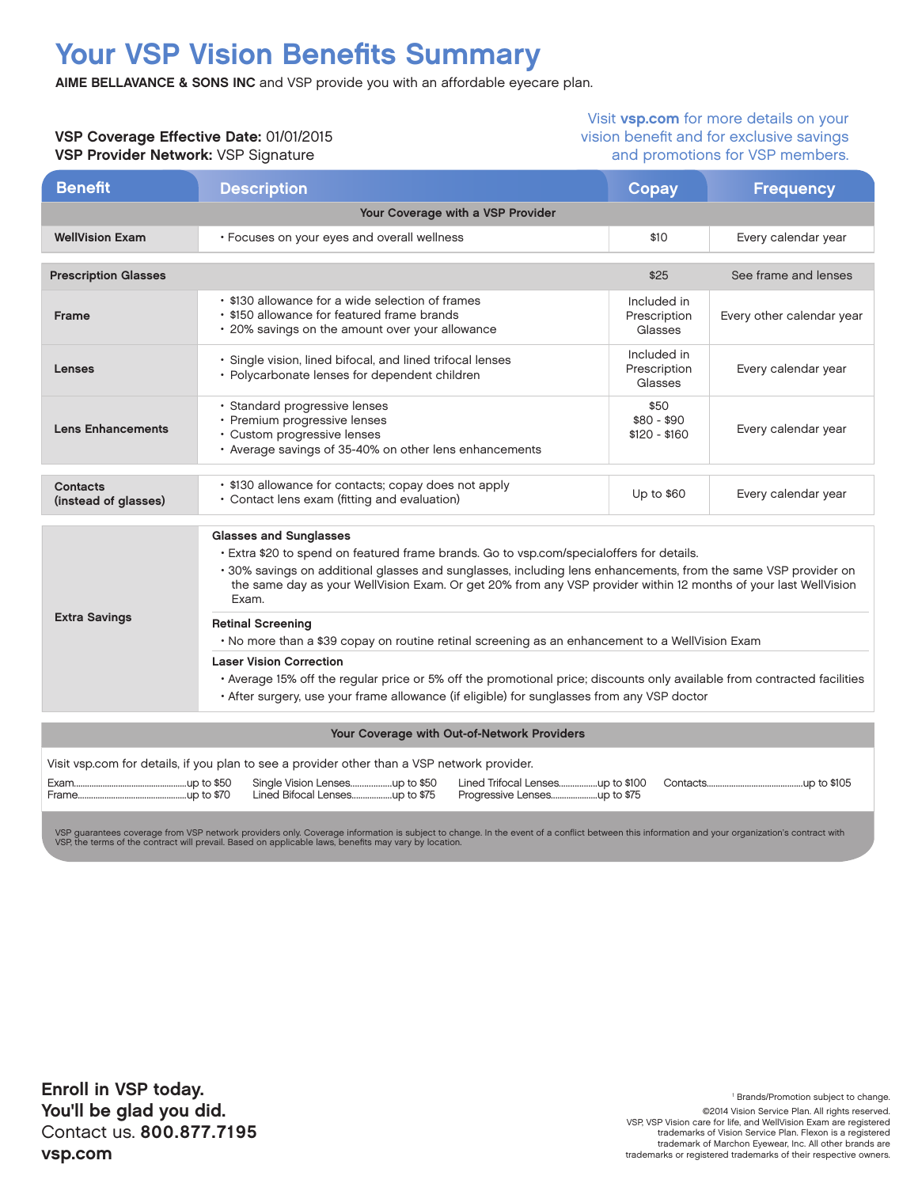# Your VSP Vision Benefits Summary

**AIME BELLAVANCE & SONS INC** and VSP provide you with an affordable eyecare plan.

**VSP Coverage Effective Date:** 01/01/2015
**VSP Provider Network:** VSP Signature

Visit **vsp.com** for more details on your vision benefit and for exclusive savings and promotions for VSP members.

| Benefit | Description | Copay | Frequency |
|---|---|---|---|
| **Your Coverage with a VSP Provider** | | | |
| **WellVision Exam** | • Focuses on your eyes and overall wellness | $10 | Every calendar year |
| **Prescription Glasses** | | $25 | See frame and lenses |
| **Frame** | • $130 allowance for a wide selection of frames<br>• $150 allowance for featured frame brands<br>• 20% savings on the amount over your allowance | Included in Prescription Glasses | Every other calendar year |
| **Lenses** | • Single vision, lined bifocal, and lined trifocal lenses<br>• Polycarbonate lenses for dependent children | Included in Prescription Glasses | Every calendar year |
| **Lens Enhancements** | • Standard progressive lenses<br>• Premium progressive lenses<br>• Custom progressive lenses<br>• Average savings of 35-40% on other lens enhancements | $50<br>$80 - $90<br>$120 - $160 | Every calendar year |
| **Contacts (instead of glasses)** | • $130 allowance for contacts; copay does not apply<br>• Contact lens exam (fitting and evaluation) | Up to $60 | Every calendar year |
| **Extra Savings** | **Glasses and Sunglasses**<br>• Extra $20 to spend on featured frame brands. Go to vsp.com/specialoffers for details.<br>• 30% savings on additional glasses and sunglasses, including lens enhancements, from the same VSP provider on the same day as your WellVision Exam. Or get 20% from any VSP provider within 12 months of your last WellVision Exam.<br>**Retinal Screening**<br>• No more than a $39 copay on routine retinal screening as an enhancement to a WellVision Exam<br>**Laser Vision Correction**<br>• Average 15% off the regular price or 5% off the promotional price; discounts only available from contracted facilities<br>• After surgery, use your frame allowance (if eligible) for sunglasses from any VSP doctor | | |

**Your Coverage with Out-of-Network Providers**

Visit vsp.com for details, if you plan to see a provider other than a VSP network provider.

| | | | |
|---|---|---|---|
| Exam....up to $50 | Single Vision Lenses....up to $50 | Lined Trifocal Lenses....up to $100 | Contacts....up to $105 |
| Frame....up to $70 | Lined Bifocal Lenses....up to $75 | Progressive Lenses....up to $75 | |

VSP guarantees coverage from VSP network providers only. Coverage information is subject to change. In the event of a conflict between this information and your organization's contract with VSP, the terms of the contract will prevail. Based on applicable laws, benefits may vary by location.

**Enroll in VSP today.**
**You'll be glad you did.**
Contact us. **800.877.7195**
**vsp.com**

[1] Brands/Promotion subject to change.
©2014 Vision Service Plan. All rights reserved.
VSP, VSP Vision care for life, and WellVision Exam are registered trademarks of Vision Service Plan. Flexon is a registered trademark of Marchon Eyewear, Inc. All other brands are trademarks or registered trademarks of their respective owners.